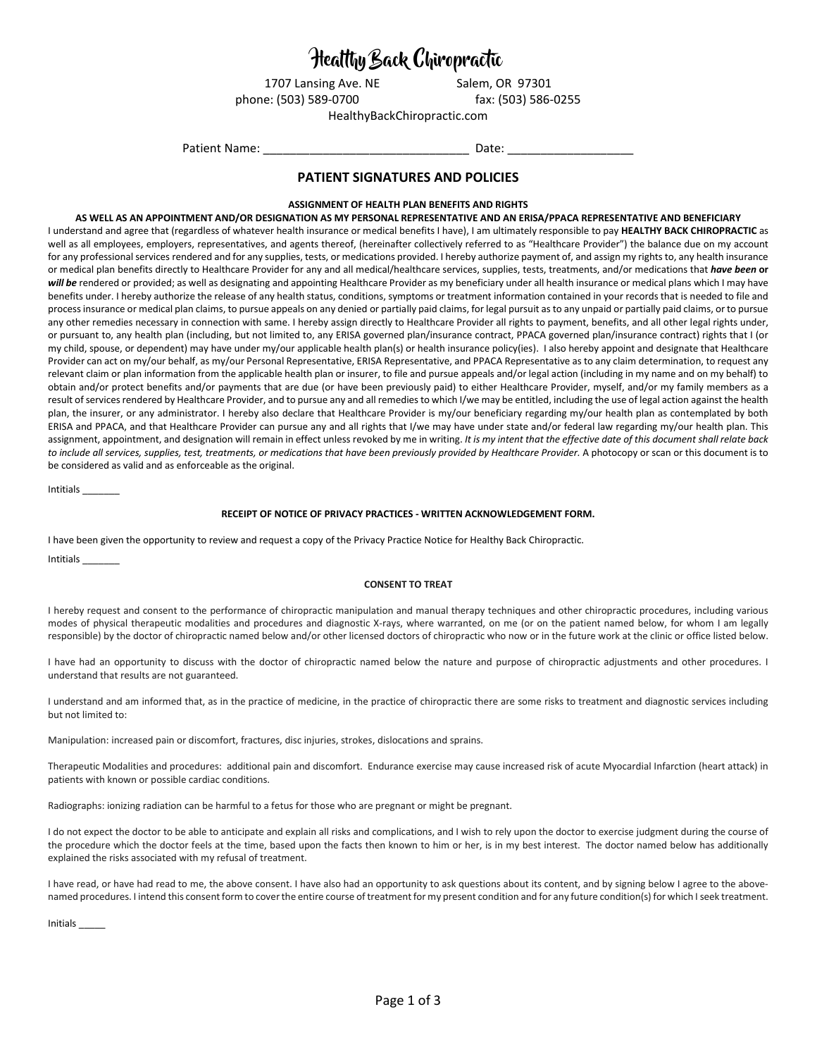# Healthy Back Chiropractic

1707 Lansing Ave. NE Salem, OR 97301
phone: (503) 589-0700 fax: (503) 586-0255
HealthyBackChiropractic.com

Patient Name: _______________________________ Date: ___________________

## PATIENT SIGNATURES AND POLICIES

### ASSIGNMENT OF HEALTH PLAN BENEFITS AND RIGHTS
### AS WELL AS AN APPOINTMENT AND/OR DESIGNATION AS MY PERSONAL REPRESENTATIVE AND AN ERISA/PPACA REPRESENTATIVE AND BENEFICIARY

I understand and agree that (regardless of whatever health insurance or medical benefits I have), I am ultimately responsible to pay **HEALTHY BACK CHIROPRACTIC** as well as all employees, employers, representatives, and agents thereof, (hereinafter collectively referred to as "Healthcare Provider") the balance due on my account for any professional services rendered and for any supplies, tests, or medications provided. I hereby authorize payment of, and assign my rights to, any health insurance or medical plan benefits directly to Healthcare Provider for any and all medical/healthcare services, supplies, tests, treatments, and/or medications that ***have been*** **or** ***will be*** rendered or provided; as well as designating and appointing Healthcare Provider as my beneficiary under all health insurance or medical plans which I may have benefits under. I hereby authorize the release of any health status, conditions, symptoms or treatment information contained in your records that is needed to file and process insurance or medical plan claims, to pursue appeals on any denied or partially paid claims, for legal pursuit as to any unpaid or partially paid claims, or to pursue any other remedies necessary in connection with same. I hereby assign directly to Healthcare Provider all rights to payment, benefits, and all other legal rights under, or pursuant to, any health plan (including, but not limited to, any ERISA governed plan/insurance contract, PPACA governed plan/insurance contract) rights that I (or my child, spouse, or dependent) may have under my/our applicable health plan(s) or health insurance policy(ies). I also hereby appoint and designate that Healthcare Provider can act on my/our behalf, as my/our Personal Representative, ERISA Representative, and PPACA Representative as to any claim determination, to request any relevant claim or plan information from the applicable health plan or insurer, to file and pursue appeals and/or legal action (including in my name and on my behalf) to obtain and/or protect benefits and/or payments that are due (or have been previously paid) to either Healthcare Provider, myself, and/or my family members as a result of services rendered by Healthcare Provider, and to pursue any and all remedies to which I/we may be entitled, including the use of legal action against the health plan, the insurer, or any administrator. I hereby also declare that Healthcare Provider is my/our beneficiary regarding my/our health plan as contemplated by both ERISA and PPACA, and that Healthcare Provider can pursue any and all rights that I/we may have under state and/or federal law regarding my/our health plan. This assignment, appointment, and designation will remain in effect unless revoked by me in writing. *It is my intent that the effective date of this document shall relate back to include all services, supplies, test, treatments, or medications that have been previously provided by Healthcare Provider.* A photocopy or scan or this document is to be considered as valid and as enforceable as the original.

Intitials _______

### RECEIPT OF NOTICE OF PRIVACY PRACTICES - WRITTEN ACKNOWLEDGEMENT FORM.

I have been given the opportunity to review and request a copy of the Privacy Practice Notice for Healthy Back Chiropractic.

Intitials _______

### CONSENT TO TREAT

I hereby request and consent to the performance of chiropractic manipulation and manual therapy techniques and other chiropractic procedures, including various modes of physical therapeutic modalities and procedures and diagnostic X-rays, where warranted, on me (or on the patient named below, for whom I am legally responsible) by the doctor of chiropractic named below and/or other licensed doctors of chiropractic who now or in the future work at the clinic or office listed below.

I have had an opportunity to discuss with the doctor of chiropractic named below the nature and purpose of chiropractic adjustments and other procedures. I understand that results are not guaranteed.

I understand and am informed that, as in the practice of medicine, in the practice of chiropractic there are some risks to treatment and diagnostic services including but not limited to:

Manipulation: increased pain or discomfort, fractures, disc injuries, strokes, dislocations and sprains.

Therapeutic Modalities and procedures: additional pain and discomfort. Endurance exercise may cause increased risk of acute Myocardial Infarction (heart attack) in patients with known or possible cardiac conditions.

Radiographs: ionizing radiation can be harmful to a fetus for those who are pregnant or might be pregnant.

I do not expect the doctor to be able to anticipate and explain all risks and complications, and I wish to rely upon the doctor to exercise judgment during the course of the procedure which the doctor feels at the time, based upon the facts then known to him or her, is in my best interest. The doctor named below has additionally explained the risks associated with my refusal of treatment.

I have read, or have had read to me, the above consent. I have also had an opportunity to ask questions about its content, and by signing below I agree to the above-named procedures. I intend this consent form to cover the entire course of treatment for my present condition and for any future condition(s) for which I seek treatment.

Initials _____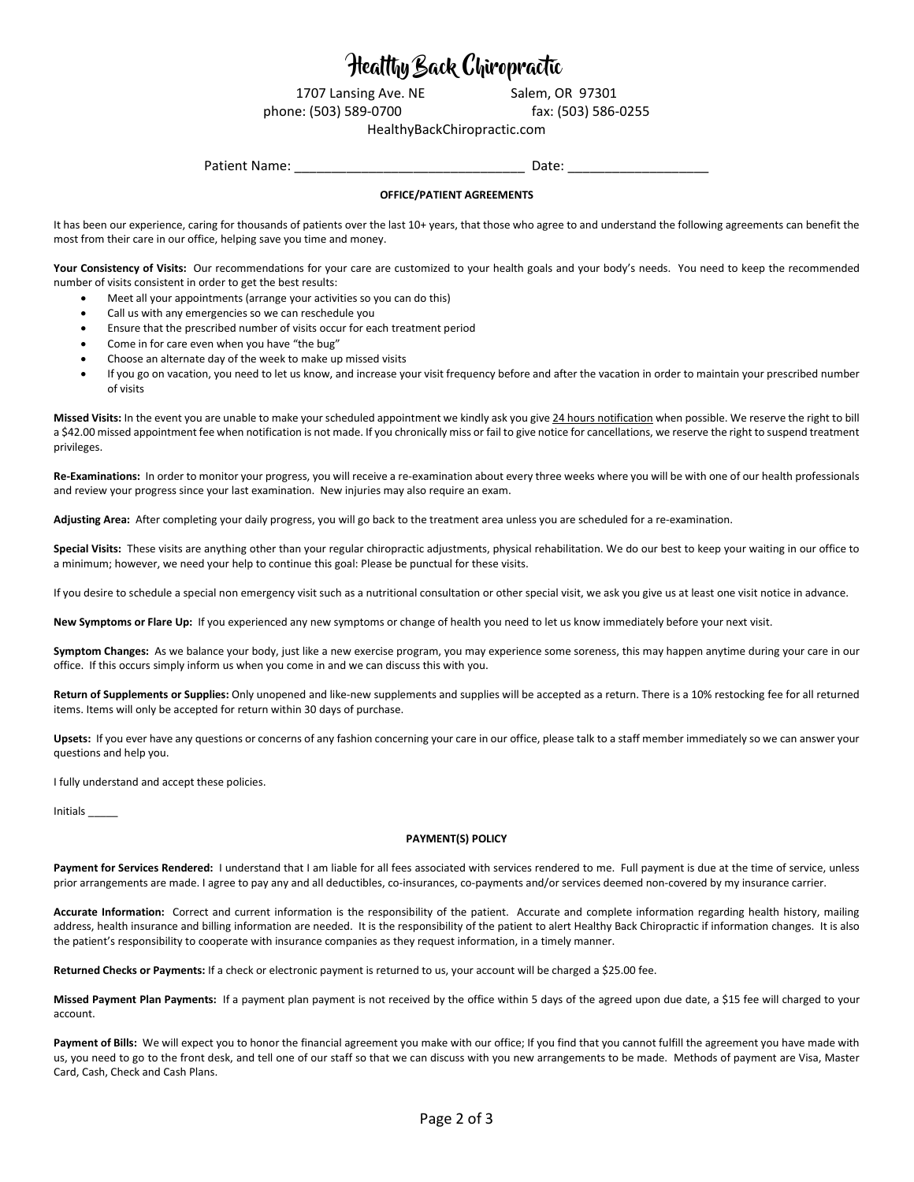# Healthy Back Chiropractic

1707 Lansing Ave. NE Salem, OR 97301
phone: (503) 589-0700 fax: (503) 586-0255
HealthyBackChiropractic.com

Patient Name: _______________________________ Date: ___________________

### OFFICE/PATIENT AGREEMENTS

It has been our experience, caring for thousands of patients over the last 10+ years, that those who agree to and understand the following agreements can benefit the most from their care in our office, helping save you time and money.

**Your Consistency of Visits:** Our recommendations for your care are customized to your health goals and your body's needs. You need to keep the recommended number of visits consistent in order to get the best results:

- Meet all your appointments (arrange your activities so you can do this)
- Call us with any emergencies so we can reschedule you
- Ensure that the prescribed number of visits occur for each treatment period
- Come in for care even when you have "the bug"
- Choose an alternate day of the week to make up missed visits
- If you go on vacation, you need to let us know, and increase your visit frequency before and after the vacation in order to maintain your prescribed number of visits

**Missed Visits:** In the event you are unable to make your scheduled appointment we kindly ask you give 24 hours notification when possible. We reserve the right to bill a $42.00 missed appointment fee when notification is not made. If you chronically miss or fail to give notice for cancellations, we reserve the right to suspend treatment privileges.

**Re-Examinations:** In order to monitor your progress, you will receive a re-examination about every three weeks where you will be with one of our health professionals and review your progress since your last examination. New injuries may also require an exam.

**Adjusting Area:** After completing your daily progress, you will go back to the treatment area unless you are scheduled for a re-examination.

**Special Visits:** These visits are anything other than your regular chiropractic adjustments, physical rehabilitation. We do our best to keep your waiting in our office to a minimum; however, we need your help to continue this goal: Please be punctual for these visits.

If you desire to schedule a special non emergency visit such as a nutritional consultation or other special visit, we ask you give us at least one visit notice in advance.

**New Symptoms or Flare Up:** If you experienced any new symptoms or change of health you need to let us know immediately before your next visit.

**Symptom Changes:** As we balance your body, just like a new exercise program, you may experience some soreness, this may happen anytime during your care in our office. If this occurs simply inform us when you come in and we can discuss this with you.

**Return of Supplements or Supplies:** Only unopened and like-new supplements and supplies will be accepted as a return. There is a 10% restocking fee for all returned items. Items will only be accepted for return within 30 days of purchase.

**Upsets:** If you ever have any questions or concerns of any fashion concerning your care in our office, please talk to a staff member immediately so we can answer your questions and help you.

I fully understand and accept these policies.

Initials _____

### PAYMENT(S) POLICY

**Payment for Services Rendered:** I understand that I am liable for all fees associated with services rendered to me. Full payment is due at the time of service, unless prior arrangements are made. I agree to pay any and all deductibles, co-insurances, co-payments and/or services deemed non-covered by my insurance carrier.

**Accurate Information:** Correct and current information is the responsibility of the patient. Accurate and complete information regarding health history, mailing address, health insurance and billing information are needed. It is the responsibility of the patient to alert Healthy Back Chiropractic if information changes. It is also the patient's responsibility to cooperate with insurance companies as they request information, in a timely manner.

**Returned Checks or Payments:** If a check or electronic payment is returned to us, your account will be charged a $25.00 fee.

**Missed Payment Plan Payments:** If a payment plan payment is not received by the office within 5 days of the agreed upon due date, a $15 fee will charged to your account.

**Payment of Bills:** We will expect you to honor the financial agreement you make with our office; If you find that you cannot fulfill the agreement you have made with us, you need to go to the front desk, and tell one of our staff so that we can discuss with you new arrangements to be made. Methods of payment are Visa, Master Card, Cash, Check and Cash Plans.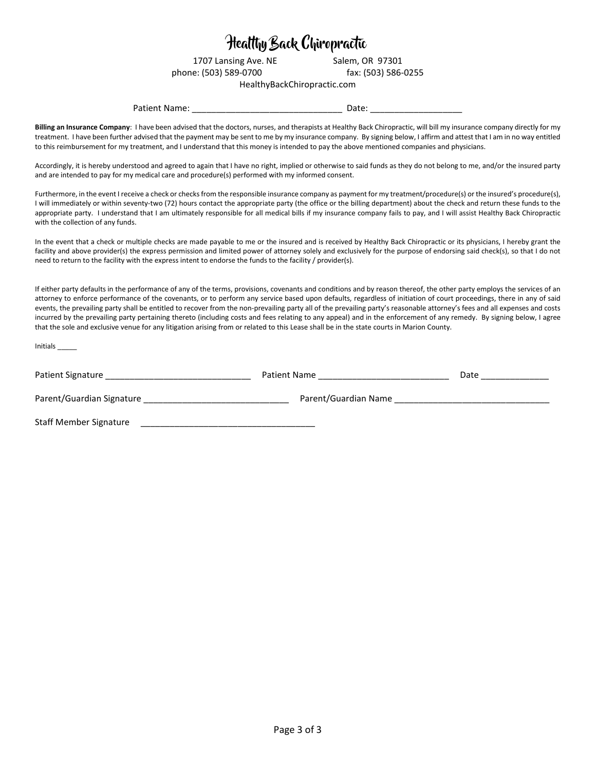# Healthy Back Chiropractic

1707 Lansing Ave. NE Salem, OR 97301
phone: (503) 589-0700 fax: (503) 586-0255
HealthyBackChiropractic.com

Patient Name: ______________________________ Date: __________________

**Billing an Insurance Company**: I have been advised that the doctors, nurses, and therapists at Healthy Back Chiropractic, will bill my insurance company directly for my treatment. I have been further advised that the payment may be sent to me by my insurance company. By signing below, I affirm and attest that I am in no way entitled to this reimbursement for my treatment, and I understand that this money is intended to pay the above mentioned companies and physicians.

Accordingly, it is hereby understood and agreed to again that I have no right, implied or otherwise to said funds as they do not belong to me, and/or the insured party and are intended to pay for my medical care and procedure(s) performed with my informed consent.

Furthermore, in the event I receive a check or checks from the responsible insurance company as payment for my treatment/procedure(s) or the insured's procedure(s), I will immediately or within seventy-two (72) hours contact the appropriate party (the office or the billing department) about the check and return these funds to the appropriate party. I understand that I am ultimately responsible for all medical bills if my insurance company fails to pay, and I will assist Healthy Back Chiropractic with the collection of any funds.

In the event that a check or multiple checks are made payable to me or the insured and is received by Healthy Back Chiropractic or its physicians, I hereby grant the facility and above provider(s) the express permission and limited power of attorney solely and exclusively for the purpose of endorsing said check(s), so that I do not need to return to the facility with the express intent to endorse the funds to the facility / provider(s).

If either party defaults in the performance of any of the terms, provisions, covenants and conditions and by reason thereof, the other party employs the services of an attorney to enforce performance of the covenants, or to perform any service based upon defaults, regardless of initiation of court proceedings, there in any of said events, the prevailing party shall be entitled to recover from the non-prevailing party all of the prevailing party's reasonable attorney's fees and all expenses and costs incurred by the prevailing party pertaining thereto (including costs and fees relating to any appeal) and in the enforcement of any remedy. By signing below, I agree that the sole and exclusive venue for any litigation arising from or related to this Lease shall be in the state courts in Marion County.

Initials _____

Patient Signature ______________________________ Patient Name ___________________________ Date ______________

Parent/Guardian Signature ______________________________ Parent/Guardian Name ________________________________

Staff Member Signature ___________________________________